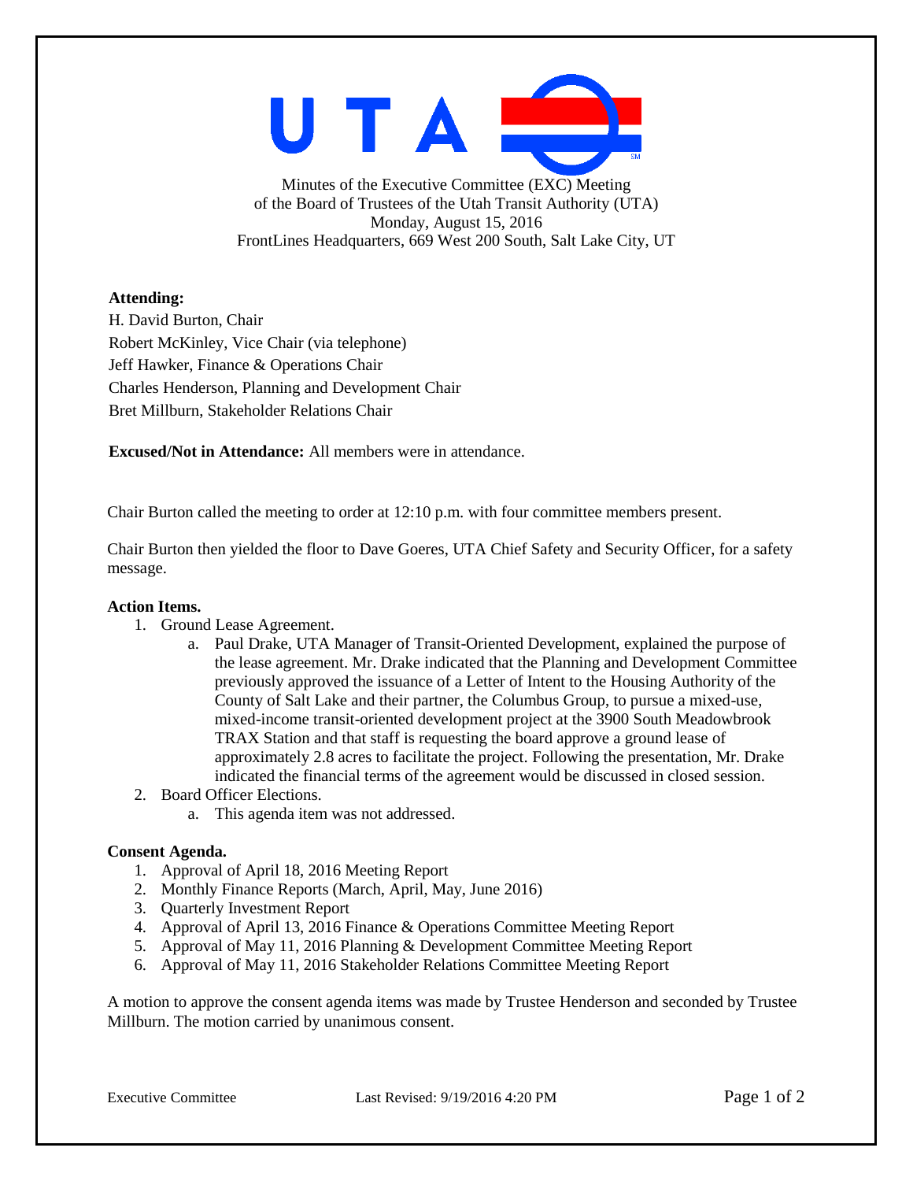UTA

Minutes of the Executive Committee (EXC) Meeting
of the Board of Trustees of the Utah Transit Authority (UTA)
Monday, August 15, 2016
FrontLines Headquarters, 669 West 200 South, Salt Lake City, UT

**Attending:**
H. David Burton, Chair
Robert McKinley, Vice Chair (via telephone)
Jeff Hawker, Finance & Operations Chair
Charles Henderson, Planning and Development Chair
Bret Millburn, Stakeholder Relations Chair

**Excused/Not in Attendance:** All members were in attendance.

Chair Burton called the meeting to order at 12:10 p.m. with four committee members present.

Chair Burton then yielded the floor to Dave Goeres, UTA Chief Safety and Security Officer, for a safety message.

**Action Items.**

1. Ground Lease Agreement.
    a. Paul Drake, UTA Manager of Transit-Oriented Development, explained the purpose of the lease agreement. Mr. Drake indicated that the Planning and Development Committee previously approved the issuance of a Letter of Intent to the Housing Authority of the County of Salt Lake and their partner, the Columbus Group, to pursue a mixed-use, mixed-income transit-oriented development project at the 3900 South Meadowbrook TRAX Station and that staff is requesting the board approve a ground lease of approximately 2.8 acres to facilitate the project. Following the presentation, Mr. Drake indicated the financial terms of the agreement would be discussed in closed session.
2. Board Officer Elections.
    a. This agenda item was not addressed.

**Consent Agenda.**

1. Approval of April 18, 2016 Meeting Report
2. Monthly Finance Reports (March, April, May, June 2016)
3. Quarterly Investment Report
4. Approval of April 13, 2016 Finance & Operations Committee Meeting Report
5. Approval of May 11, 2016 Planning & Development Committee Meeting Report
6. Approval of May 11, 2016 Stakeholder Relations Committee Meeting Report

A motion to approve the consent agenda items was made by Trustee Henderson and seconded by Trustee Millburn. The motion carried by unanimous consent.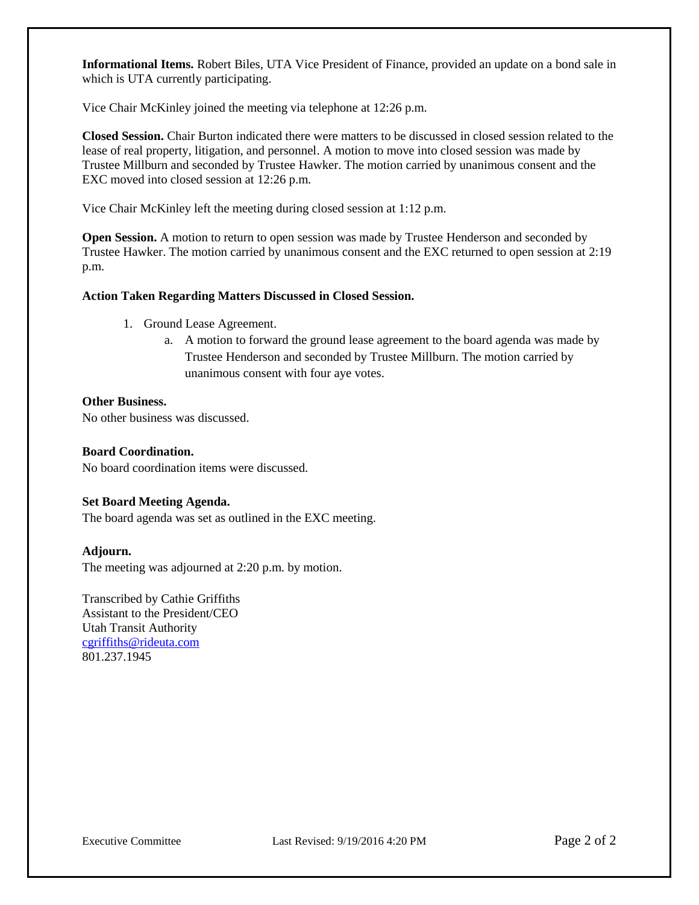**Informational Items.** Robert Biles, UTA Vice President of Finance, provided an update on a bond sale in which is UTA currently participating.

Vice Chair McKinley joined the meeting via telephone at 12:26 p.m.

**Closed Session.** Chair Burton indicated there were matters to be discussed in closed session related to the lease of real property, litigation, and personnel. A motion to move into closed session was made by Trustee Millburn and seconded by Trustee Hawker. The motion carried by unanimous consent and the EXC moved into closed session at 12:26 p.m.

Vice Chair McKinley left the meeting during closed session at 1:12 p.m.

**Open Session.** A motion to return to open session was made by Trustee Henderson and seconded by Trustee Hawker. The motion carried by unanimous consent and the EXC returned to open session at 2:19 p.m.

**Action Taken Regarding Matters Discussed in Closed Session.**

1. Ground Lease Agreement.
    a. A motion to forward the ground lease agreement to the board agenda was made by Trustee Henderson and seconded by Trustee Millburn. The motion carried by unanimous consent with four aye votes.

**Other Business.**
No other business was discussed.

**Board Coordination.**
No board coordination items were discussed.

**Set Board Meeting Agenda.**
The board agenda was set as outlined in the EXC meeting.

**Adjourn.**
The meeting was adjourned at 2:20 p.m. by motion.

Transcribed by Cathie Griffiths
Assistant to the President/CEO
Utah Transit Authority
cgriffiths@rideuta.com
801.237.1945